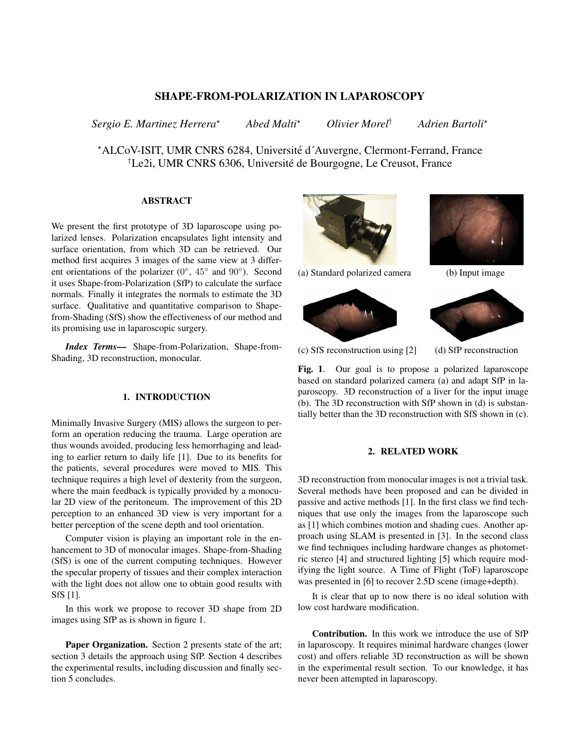# SHAPE-FROM-POLARIZATION IN LAPAROSCOPY

*Sergio E. Martinez Herrera*[⋆] *Abed Malti*[⋆] *Olivier Morel*[†] *Adrien Bartoli*[⋆]

[⋆]ALCoV-ISIT, UMR CNRS 6284, Université d´Auvergne, Clermont-Ferrand, France
[†]Le2i, UMR CNRS 6306, Université de Bourgogne, Le Creusot, France

## ABSTRACT

We present the first prototype of 3D laparoscope using polarized lenses. Polarization encapsulates light intensity and surface orientation, from which 3D can be retrieved. Our method first acquires 3 images of the same view at 3 different orientations of the polarizer ($0^\circ$, $45^\circ$ and $90^\circ$). Second it uses Shape-from-Polarization (SfP) to calculate the surface normals. Finally it integrates the normals to estimate the 3D surface. Qualitative and quantitative comparison to Shape-from-Shading (SfS) show the effectiveness of our method and its promising use in laparoscopic surgery.

***Index Terms***— Shape-from-Polarization, Shape-from-Shading, 3D reconstruction, monocular.

## 1. INTRODUCTION

Minimally Invasive Surgery (MIS) allows the surgeon to perform an operation reducing the trauma. Large operation are thus wounds avoided, producing less hemorrhaging and leading to earlier return to daily life [1]. Due to its benefits for the patients, several procedures were moved to MIS. This technique requires a high level of dexterity from the surgeon, where the main feedback is typically provided by a monocular 2D view of the peritoneum. The improvement of this 2D perception to an enhanced 3D view is very important for a better perception of the scene depth and tool orientation.

Computer vision is playing an important role in the enhancement to 3D of monocular images. Shape-from-Shading (SfS) is one of the current computing techniques. However the specular property of tissues and their complex interaction with the light does not allow one to obtain good results with SfS [1].

In this work we propose to recover 3D shape from 2D images using SfP as is shown in figure 1.

**Paper Organization.** Section 2 presents state of the art; section 3 details the approach using SfP. Section 4 describes the experimental results, including discussion and finally section 5 concludes.

(a) Standard polarized camera (b) Input image

(c) SfS reconstruction using [2] (d) SfP reconstruction

**Fig. 1**. Our goal is to propose a polarized laparoscope based on standard polarized camera (a) and adapt SfP in laparoscopy. 3D reconstruction of a liver for the input image (b). The 3D reconstruction with SfP shown in (d) is substantially better than the 3D reconstruction with SfS shown in (c).

## 2. RELATED WORK

3D reconstruction from monocular images is not a trivial task. Several methods have been proposed and can be divided in passive and active methods [1]. In the first class we find techniques that use only the images from the laparoscope such as [1] which combines motion and shading cues. Another approach using SLAM is presented in [3]. In the second class we find techniques including hardware changes as photometric stereo [4] and structured lighting [5] which require modifying the light source. A Time of Flight (ToF) laparoscope was presented in [6] to recover 2.5D scene (image+depth).

It is clear that up to now there is no ideal solution with low cost hardware modification.

**Contribution.** In this work we introduce the use of SfP in laparoscopy. It requires minimal hardware changes (lower cost) and offers reliable 3D reconstruction as will be shown in the experimental result section. To our knowledge, it has never been attempted in laparoscopy.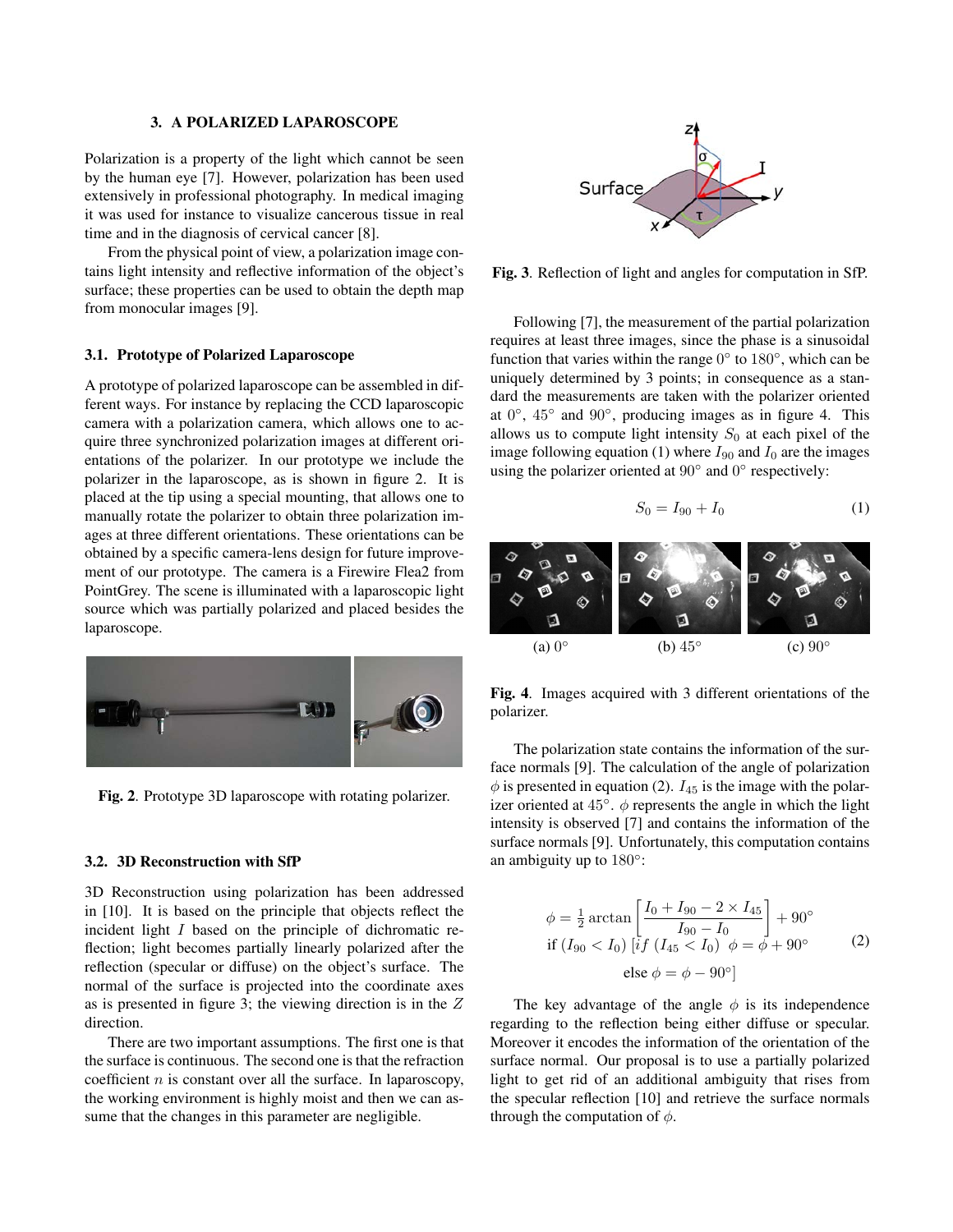## 3. A POLARIZED LAPAROSCOPE

Polarization is a property of the light which cannot be seen by the human eye [7]. However, polarization has been used extensively in professional photography. In medical imaging it was used for instance to visualize cancerous tissue in real time and in the diagnosis of cervical cancer [8].

From the physical point of view, a polarization image contains light intensity and reflective information of the object's surface; these properties can be used to obtain the depth map from monocular images [9].

### 3.1. Prototype of Polarized Laparoscope

A prototype of polarized laparoscope can be assembled in different ways. For instance by replacing the CCD laparoscopic camera with a polarization camera, which allows one to acquire three synchronized polarization images at different orientations of the polarizer. In our prototype we include the polarizer in the laparoscope, as is shown in figure 2. It is placed at the tip using a special mounting, that allows one to manually rotate the polarizer to obtain three polarization images at three different orientations. These orientations can be obtained by a specific camera-lens design for future improvement of our prototype. The camera is a Firewire Flea2 from PointGrey. The scene is illuminated with a laparoscopic light source which was partially polarized and placed besides the laparoscope.

**Fig. 2**. Prototype 3D laparoscope with rotating polarizer.

### 3.2. 3D Reconstruction with SfP

3D Reconstruction using polarization has been addressed in [10]. It is based on the principle that objects reflect the incident light $I$ based on the principle of dichromatic reflection; light becomes partially linearly polarized after the reflection (specular or diffuse) on the object's surface. The normal of the surface is projected into the coordinate axes as is presented in figure 3; the viewing direction is in the $Z$ direction.

There are two important assumptions. The first one is that the surface is continuous. The second one is that the refraction coefficient $n$ is constant over all the surface. In laparoscopy, the working environment is highly moist and then we can assume that the changes in this parameter are negligible.

**Fig. 3**. Reflection of light and angles for computation in SfP.

Following [7], the measurement of the partial polarization requires at least three images, since the phase is a sinusoidal function that varies within the range $0°$ to $180°$, which can be uniquely determined by 3 points; in consequence as a standard the measurements are taken with the polarizer oriented at $0°$, $45°$ and $90°$, producing images as in figure 4. This allows us to compute light intensity $S_0$ at each pixel of the image following equation (1) where $I_{90}$ and $I_0$ are the images using the polarizer oriented at $90°$ and $0°$ respectively:

$$S_0 = I_{90} + I_0 \tag{1}$$

(a) $0°$ (b) $45°$ (c) $90°$

**Fig. 4**. Images acquired with 3 different orientations of the polarizer.

The polarization state contains the information of the surface normals [9]. The calculation of the angle of polarization $\phi$ is presented in equation (2). $I_{45}$ is the image with the polarizer oriented at $45°$. $\phi$ represents the angle in which the light intensity is observed [7] and contains the information of the surface normals [9]. Unfortunately, this computation contains an ambiguity up to $180°$:

$$\begin{gathered}\phi = \tfrac{1}{2}\arctan\left[\frac{I_0 + I_{90} - 2 \times I_{45}}{I_{90} - I_0}\right] + 90° \\ \text{if } (I_{90} < I_0)\ [if\ (I_{45} < I_0)\ \ \phi = \phi + 90° \\ \text{else } \phi = \phi - 90°]\end{gathered} \tag{2}$$

The key advantage of the angle $\phi$ is its independence regarding to the reflection being either diffuse or specular. Moreover it encodes the information of the orientation of the surface normal. Our proposal is to use a partially polarized light to get rid of an additional ambiguity that rises from the specular reflection [10] and retrieve the surface normals through the computation of $\phi$.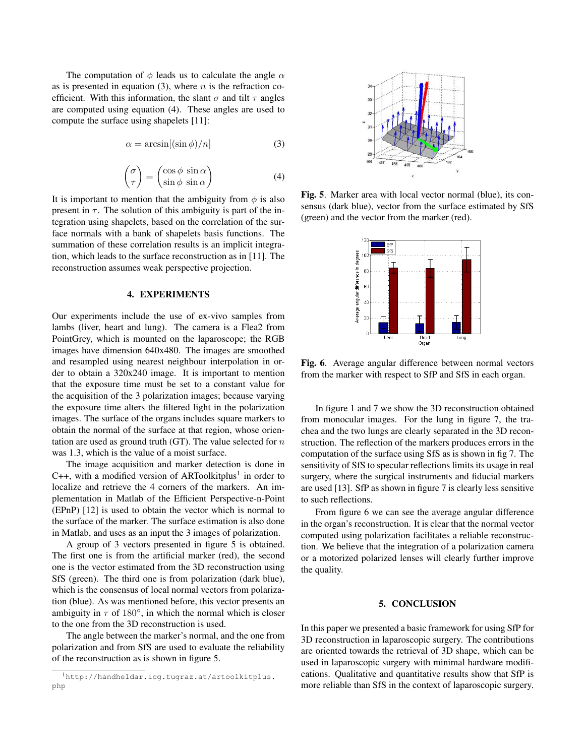The computation of $\phi$ leads us to calculate the angle $\alpha$ as is presented in equation (3), where $n$ is the refraction coefficient. With this information, the slant $\sigma$ and tilt $\tau$ angles are computed using equation (4). These angles are used to compute the surface using shapelets [11]:

$$\alpha = \arcsin[(\sin\phi)/n] \tag{3}$$

$$\begin{pmatrix} \sigma \\ \tau \end{pmatrix} = \begin{pmatrix} \cos\phi \ \sin\alpha \\ \sin\phi \ \sin\alpha \end{pmatrix} \tag{4}$$

It is important to mention that the ambiguity from $\phi$ is also present in $\tau$. The solution of this ambiguity is part of the integration using shapelets, based on the correlation of the surface normals with a bank of shapelets basis functions. The summation of these correlation results is an implicit integration, which leads to the surface reconstruction as in [11]. The reconstruction assumes weak perspective projection.

## 4. EXPERIMENTS

Our experiments include the use of ex-vivo samples from lambs (liver, heart and lung). The camera is a Flea2 from PointGrey, which is mounted on the laparoscope; the RGB images have dimension 640x480. The images are smoothed and resampled using nearest neighbour interpolation in order to obtain a 320x240 image. It is important to mention that the exposure time must be set to a constant value for the acquisition of the 3 polarization images; because varying the exposure time alters the filtered light in the polarization images. The surface of the organs includes square markers to obtain the normal of the surface at that region, whose orientation are used as ground truth (GT). The value selected for $n$ was 1.3, which is the value of a moist surface.

The image acquisition and marker detection is done in C++, with a modified version of ARToolkitplus[1] in order to localize and retrieve the 4 corners of the markers. An implementation in Matlab of the Efficient Perspective-n-Point (EPnP) [12] is used to obtain the vector which is normal to the surface of the marker. The surface estimation is also done in Matlab, and uses as an input the 3 images of polarization.

A group of 3 vectors presented in figure 5 is obtained. The first one is from the artificial marker (red), the second one is the vector estimated from the 3D reconstruction using SfS (green). The third one is from polarization (dark blue), which is the consensus of local normal vectors from polarization (blue). As was mentioned before, this vector presents an ambiguity in $\tau$ of 180°, in which the normal which is closer to the one from the 3D reconstruction is used.

The angle between the marker's normal, and the one from polarization and from SfS are used to evaluate the reliability of the reconstruction as is shown in figure 5.

[1] http://handheldar.icg.tugraz.at/artoolkitplus.php

**Fig. 5**. Marker area with local vector normal (blue), its consensus (dark blue), vector from the surface estimated by SfS (green) and the vector from the marker (red).

**Fig. 6**. Average angular difference between normal vectors from the marker with respect to SfP and SfS in each organ.

In figure 1 and 7 we show the 3D reconstruction obtained from monocular images. For the lung in figure 7, the trachea and the two lungs are clearly separated in the 3D reconstruction. The reflection of the markers produces errors in the computation of the surface using SfS as is shown in fig 7. The sensitivity of SfS to specular reflections limits its usage in real surgery, where the surgical instruments and fiducial markers are used [13]. SfP as shown in figure 7 is clearly less sensitive to such reflections.

From figure 6 we can see the average angular difference in the organ's reconstruction. It is clear that the normal vector computed using polarization facilitates a reliable reconstruction. We believe that the integration of a polarization camera or a motorized polarized lenses will clearly further improve the quality.

## 5. CONCLUSION

In this paper we presented a basic framework for using SfP for 3D reconstruction in laparoscopic surgery. The contributions are oriented towards the retrieval of 3D shape, which can be used in laparoscopic surgery with minimal hardware modifications. Qualitative and quantitative results show that SfP is more reliable than SfS in the context of laparoscopic surgery.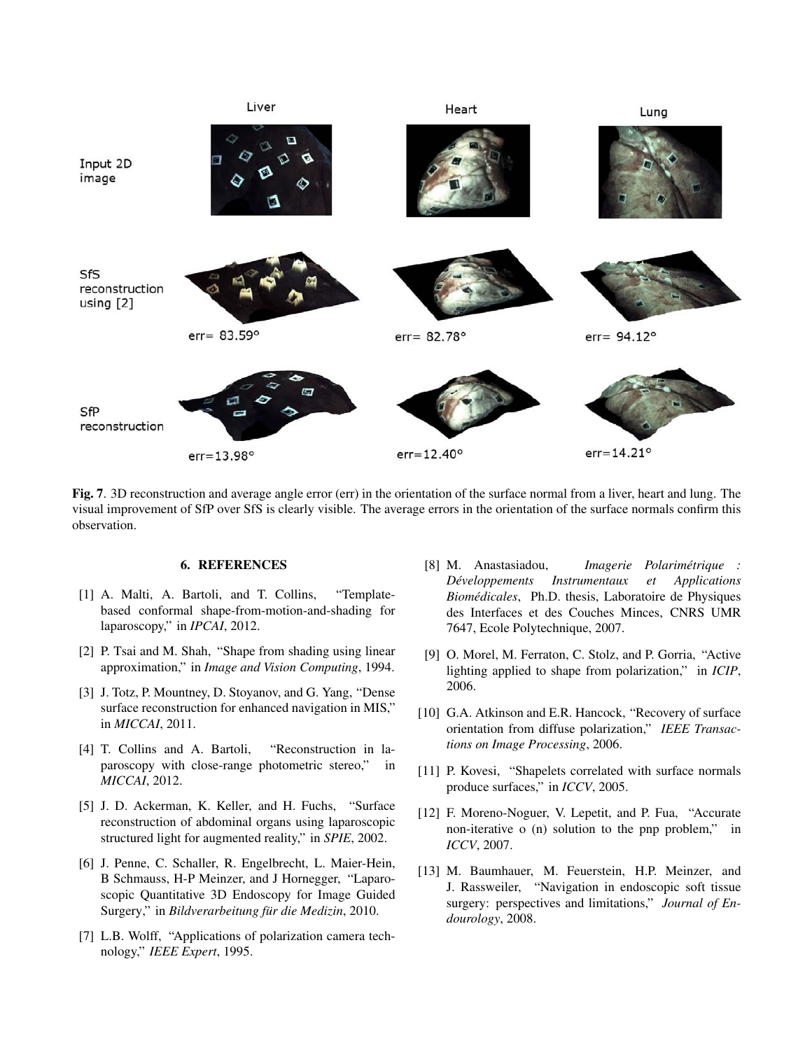Liver

Heart

Lung

Input 2D image

SfS reconstruction using [2]

err= 83.59°

err= 82.78°

err= 94.12°

SfP reconstruction

err=13.98°

err=12.40°

err=14.21°

**Fig. 7**. 3D reconstruction and average angle error (err) in the orientation of the surface normal from a liver, heart and lung. The visual improvement of SfP over SfS is clearly visible. The average errors in the orientation of the surface normals confirm this observation.

## 6. REFERENCES

[1] A. Malti, A. Bartoli, and T. Collins, "Template-based conformal shape-from-motion-and-shading for laparoscopy," in *IPCAI*, 2012.

[2] P. Tsai and M. Shah, "Shape from shading using linear approximation," in *Image and Vision Computing*, 1994.

[3] J. Totz, P. Mountney, D. Stoyanov, and G. Yang, "Dense surface reconstruction for enhanced navigation in MIS," in *MICCAI*, 2011.

[4] T. Collins and A. Bartoli, "Reconstruction in laparoscopy with close-range photometric stereo," in *MICCAI*, 2012.

[5] J. D. Ackerman, K. Keller, and H. Fuchs, "Surface reconstruction of abdominal organs using laparoscopic structured light for augmented reality," in *SPIE*, 2002.

[6] J. Penne, C. Schaller, R. Engelbrecht, L. Maier-Hein, B Schmauss, H-P Meinzer, and J Hornegger, "Laparoscopic Quantitative 3D Endoscopy for Image Guided Surgery," in *Bildverarbeitung für die Medizin*, 2010.

[7] L.B. Wolff, "Applications of polarization camera technology," *IEEE Expert*, 1995.

[8] M. Anastasiadou, *Imagerie Polarimétrique : Développements Instrumentaux et Applications Biomédicales*, Ph.D. thesis, Laboratoire de Physiques des Interfaces et des Couches Minces, CNRS UMR 7647, Ecole Polytechnique, 2007.

[9] O. Morel, M. Ferraton, C. Stolz, and P. Gorria, "Active lighting applied to shape from polarization," in *ICIP*, 2006.

[10] G.A. Atkinson and E.R. Hancock, "Recovery of surface orientation from diffuse polarization," *IEEE Transactions on Image Processing*, 2006.

[11] P. Kovesi, "Shapelets correlated with surface normals produce surfaces," in *ICCV*, 2005.

[12] F. Moreno-Noguer, V. Lepetit, and P. Fua, "Accurate non-iterative o (n) solution to the pnp problem," in *ICCV*, 2007.

[13] M. Baumhauer, M. Feuerstein, H.P. Meinzer, and J. Rassweiler, "Navigation in endoscopic soft tissue surgery: perspectives and limitations," *Journal of Endourology*, 2008.